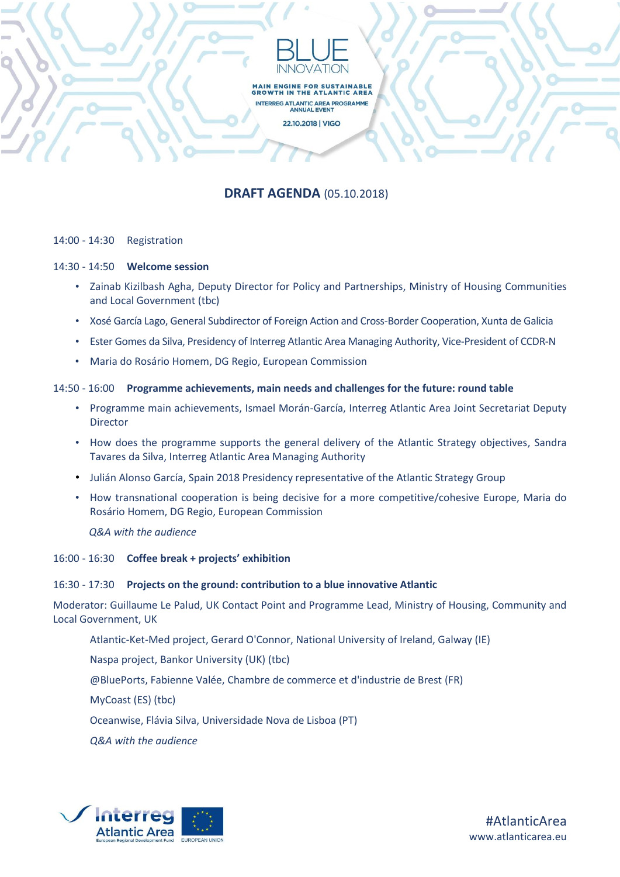# BLUE INNOVATION

MAIN ENGINE FOR SUSTAINABLE GROWTH IN THE ATLANTIC AREA

INTERREG ATLANTIC AREA PROGRAMME ANNUAL EVENT

22.10.2018 | VIGO

## DRAFT AGENDA (05.10.2018)

14:00 - 14:30 Registration

14:30 - 14:50 **Welcome session**

- Zainab Kizilbash Agha, Deputy Director for Policy and Partnerships, Ministry of Housing Communities and Local Government (tbc)
- Xosé García Lago, General Subdirector of Foreign Action and Cross-Border Cooperation, Xunta de Galicia
- Ester Gomes da Silva, Presidency of Interreg Atlantic Area Managing Authority, Vice-President of CCDR-N
- Maria do Rosário Homem, DG Regio, European Commission

14:50 - 16:00 **Programme achievements, main needs and challenges for the future: round table**

- Programme main achievements, Ismael Morán-García, Interreg Atlantic Area Joint Secretariat Deputy Director
- How does the programme supports the general delivery of the Atlantic Strategy objectives, Sandra Tavares da Silva, Interreg Atlantic Area Managing Authority
- Julián Alonso García, Spain 2018 Presidency representative of the Atlantic Strategy Group
- How transnational cooperation is being decisive for a more competitive/cohesive Europe, Maria do Rosário Homem, DG Regio, European Commission

*Q&A with the audience*

16:00 - 16:30 **Coffee break + projects' exhibition**

16:30 - 17:30 **Projects on the ground: contribution to a blue innovative Atlantic**

Moderator: Guillaume Le Palud, UK Contact Point and Programme Lead, Ministry of Housing, Community and Local Government, UK

Atlantic-Ket-Med project, Gerard O'Connor, National University of Ireland, Galway (IE)

Naspa project, Bankor University (UK) (tbc)

@BluePorts, Fabienne Valée, Chambre de commerce et d'industrie de Brest (FR)

MyCoast (ES) (tbc)

Oceanwise, Flávia Silva, Universidade Nova de Lisboa (PT)

*Q&A with the audience*

Interreg Atlantic Area — European Regional Development Fund — EUROPEAN UNION

#AtlanticArea
www.atlanticarea.eu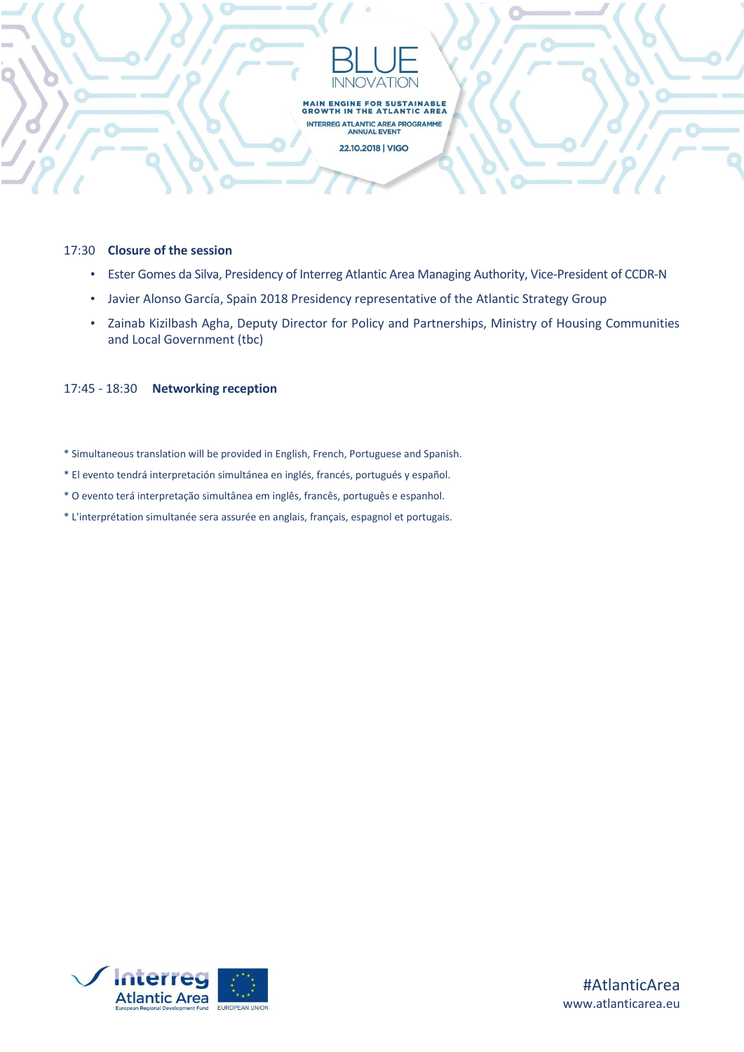17:30 **Closure of the session**

- Ester Gomes da Silva, Presidency of Interreg Atlantic Area Managing Authority, Vice-President of CCDR-N
- Javier Alonso García, Spain 2018 Presidency representative of the Atlantic Strategy Group
- Zainab Kizilbash Agha, Deputy Director for Policy and Partnerships, Ministry of Housing Communities and Local Government (tbc)

17:45 - 18:30 **Networking reception**

* Simultaneous translation will be provided in English, French, Portuguese and Spanish.

* El evento tendrá interpretación simultánea en inglés, francés, portugués y español.

* O evento terá interpretação simultânea em inglês, francês, português e espanhol.

* L'interprétation simultanée sera assurée en anglais, français, espagnol et portugais.

#AtlanticArea
www.atlanticarea.eu